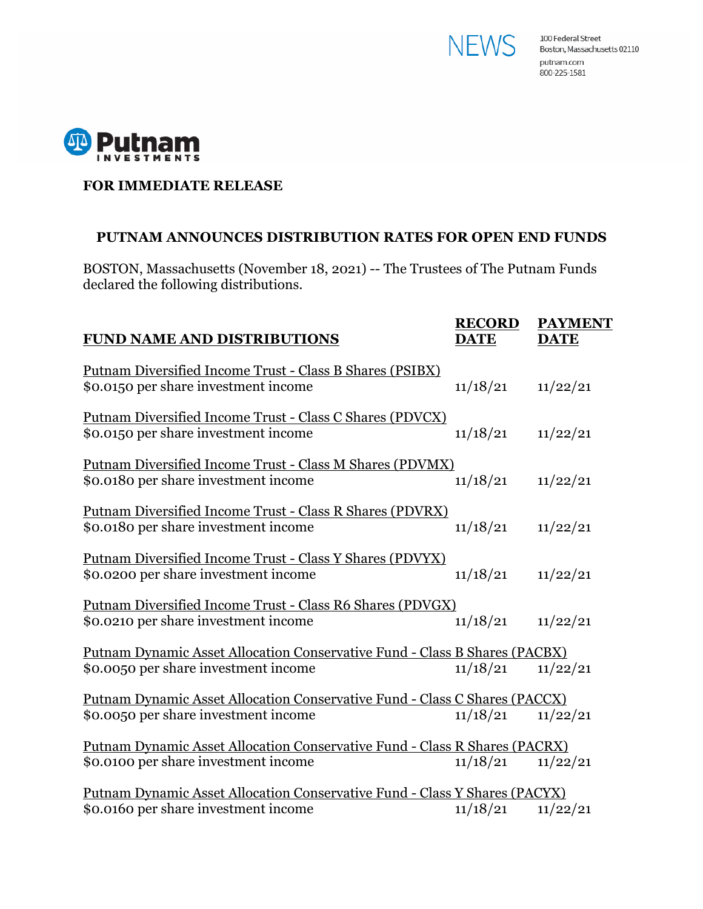NEWS

100 Federal Street
Boston, Massachusetts 02110
putnam.com
800-225-1581

Putnam INVESTMENTS

**FOR IMMEDIATE RELEASE**

## PUTNAM ANNOUNCES DISTRIBUTION RATES FOR OPEN END FUNDS

BOSTON, Massachusetts (November 18, 2021) -- The Trustees of The Putnam Funds declared the following distributions.

| FUND NAME AND DISTRIBUTIONS | RECORD DATE | PAYMENT DATE |
|---|---|---|
| Putnam Diversified Income Trust - Class B Shares (PSIBX) | | |
| $0.0150 per share investment income | 11/18/21 | 11/22/21 |
| Putnam Diversified Income Trust - Class C Shares (PDVCX) | | |
| $0.0150 per share investment income | 11/18/21 | 11/22/21 |
| Putnam Diversified Income Trust - Class M Shares (PDVMX) | | |
| $0.0180 per share investment income | 11/18/21 | 11/22/21 |
| Putnam Diversified Income Trust - Class R Shares (PDVRX) | | |
| $0.0180 per share investment income | 11/18/21 | 11/22/21 |
| Putnam Diversified Income Trust - Class Y Shares (PDVYX) | | |
| $0.0200 per share investment income | 11/18/21 | 11/22/21 |
| Putnam Diversified Income Trust - Class R6 Shares (PDVGX) | | |
| $0.0210 per share investment income | 11/18/21 | 11/22/21 |
| Putnam Dynamic Asset Allocation Conservative Fund - Class B Shares (PACBX) | | |
| $0.0050 per share investment income | 11/18/21 | 11/22/21 |
| Putnam Dynamic Asset Allocation Conservative Fund - Class C Shares (PACCX) | | |
| $0.0050 per share investment income | 11/18/21 | 11/22/21 |
| Putnam Dynamic Asset Allocation Conservative Fund - Class R Shares (PACRX) | | |
| $0.0100 per share investment income | 11/18/21 | 11/22/21 |
| Putnam Dynamic Asset Allocation Conservative Fund - Class Y Shares (PACYX) | | |
| $0.0160 per share investment income | 11/18/21 | 11/22/21 |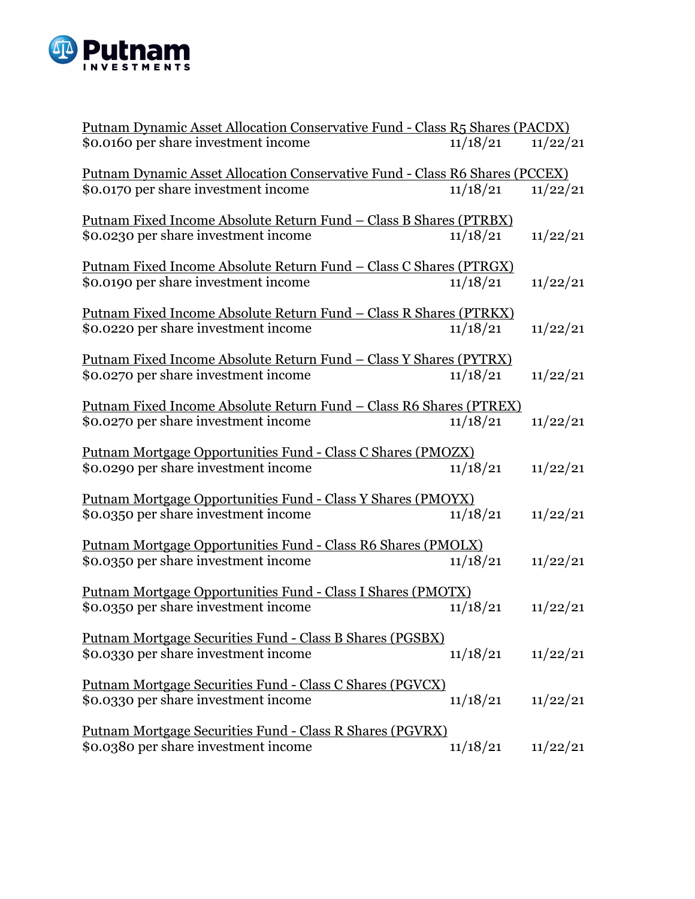Putnam Dynamic Asset Allocation Conservative Fund - Class R5 Shares (PACDX)
$0.0160 per share investment income 11/18/21 11/22/21

Putnam Dynamic Asset Allocation Conservative Fund - Class R6 Shares (PCCEX)
$0.0170 per share investment income 11/18/21 11/22/21

Putnam Fixed Income Absolute Return Fund – Class B Shares (PTRBX)
$0.0230 per share investment income 11/18/21 11/22/21

Putnam Fixed Income Absolute Return Fund – Class C Shares (PTRGX)
$0.0190 per share investment income 11/18/21 11/22/21

Putnam Fixed Income Absolute Return Fund – Class R Shares (PTRKX)
$0.0220 per share investment income 11/18/21 11/22/21

Putnam Fixed Income Absolute Return Fund – Class Y Shares (PYTRX)
$0.0270 per share investment income 11/18/21 11/22/21

Putnam Fixed Income Absolute Return Fund – Class R6 Shares (PTREX)
$0.0270 per share investment income 11/18/21 11/22/21

Putnam Mortgage Opportunities Fund - Class C Shares (PMOZX)
$0.0290 per share investment income 11/18/21 11/22/21

Putnam Mortgage Opportunities Fund - Class Y Shares (PMOYX)
$0.0350 per share investment income 11/18/21 11/22/21

Putnam Mortgage Opportunities Fund - Class R6 Shares (PMOLX)
$0.0350 per share investment income 11/18/21 11/22/21

Putnam Mortgage Opportunities Fund - Class I Shares (PMOTX)
$0.0350 per share investment income 11/18/21 11/22/21

Putnam Mortgage Securities Fund - Class B Shares (PGSBX)
$0.0330 per share investment income 11/18/21 11/22/21

Putnam Mortgage Securities Fund - Class C Shares (PGVCX)
$0.0330 per share investment income 11/18/21 11/22/21

Putnam Mortgage Securities Fund - Class R Shares (PGVRX)
$0.0380 per share investment income 11/18/21 11/22/21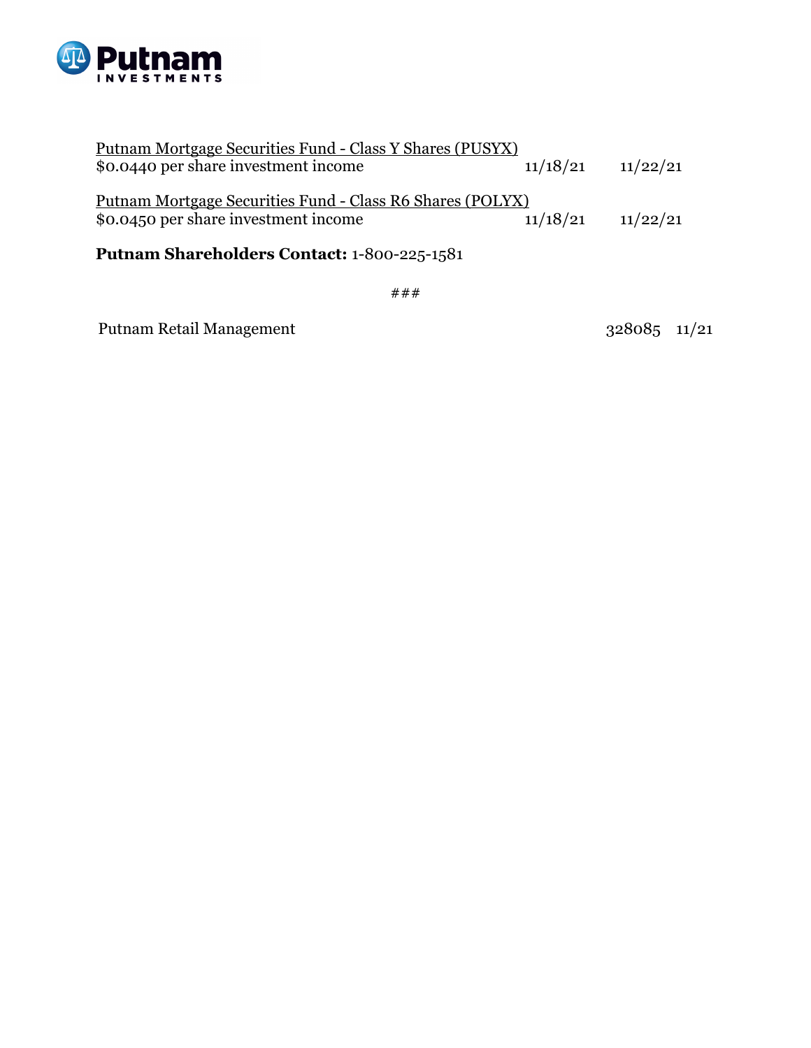Putnam Mortgage Securities Fund - Class Y Shares (PUSYX)
$0.0440 per share investment income 11/18/21 11/22/21

Putnam Mortgage Securities Fund - Class R6 Shares (POLYX)
$0.0450 per share investment income 11/18/21 11/22/21

**Putnam Shareholders Contact:** 1-800-225-1581

###

Putnam Retail Management 328085 11/21